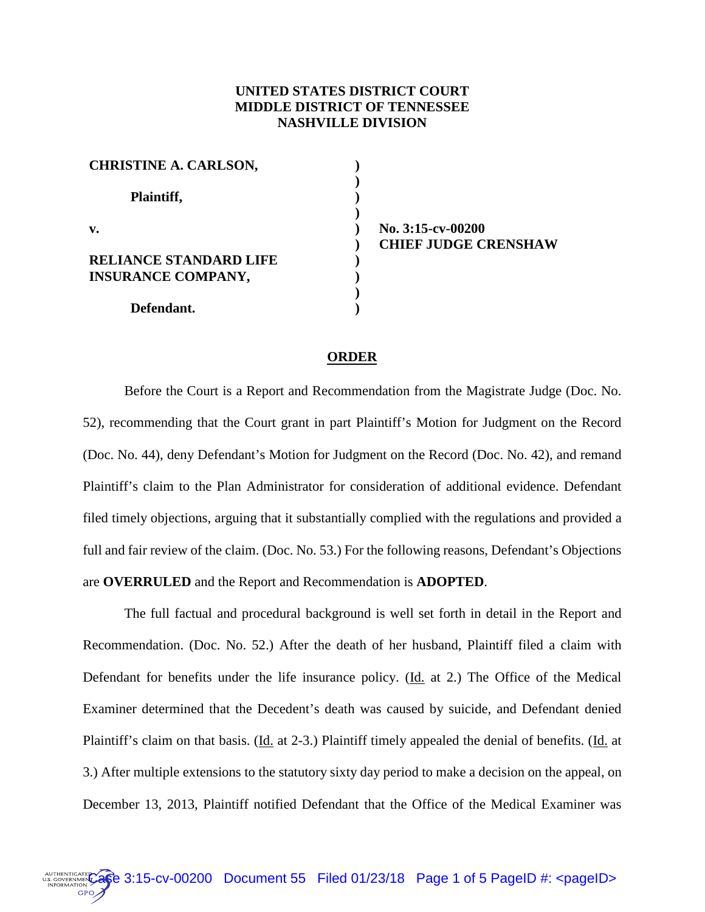**UNITED STATES DISTRICT COURT**
**MIDDLE DISTRICT OF TENNESSEE**
**NASHVILLE DIVISION**

| | | |
|---|---|---|
| **CHRISTINE A. CARLSON,** | ) | |
| | ) | |
| **Plaintiff,** | ) | |
| | ) | |
| **v.** | ) | **No. 3:15-cv-00200** |
| | ) | **CHIEF JUDGE CRENSHAW** |
| **RELIANCE STANDARD LIFE INSURANCE COMPANY,** | ) | |
| | ) | |
| **Defendant.** | ) | |

**ORDER**

Before the Court is a Report and Recommendation from the Magistrate Judge (Doc. No. 52), recommending that the Court grant in part Plaintiff's Motion for Judgment on the Record (Doc. No. 44), deny Defendant's Motion for Judgment on the Record (Doc. No. 42), and remand Plaintiff's claim to the Plan Administrator for consideration of additional evidence. Defendant filed timely objections, arguing that it substantially complied with the regulations and provided a full and fair review of the claim. (Doc. No. 53.) For the following reasons, Defendant's Objections are **OVERRULED** and the Report and Recommendation is **ADOPTED**.

The full factual and procedural background is well set forth in detail in the Report and Recommendation. (Doc. No. 52.) After the death of her husband, Plaintiff filed a claim with Defendant for benefits under the life insurance policy. (Id. at 2.) The Office of the Medical Examiner determined that the Decedent's death was caused by suicide, and Defendant denied Plaintiff's claim on that basis. (Id. at 2-3.) Plaintiff timely appealed the denial of benefits. (Id. at 3.) After multiple extensions to the statutory sixty day period to make a decision on the appeal, on December 13, 2013, Plaintiff notified Defendant that the Office of the Medical Examiner was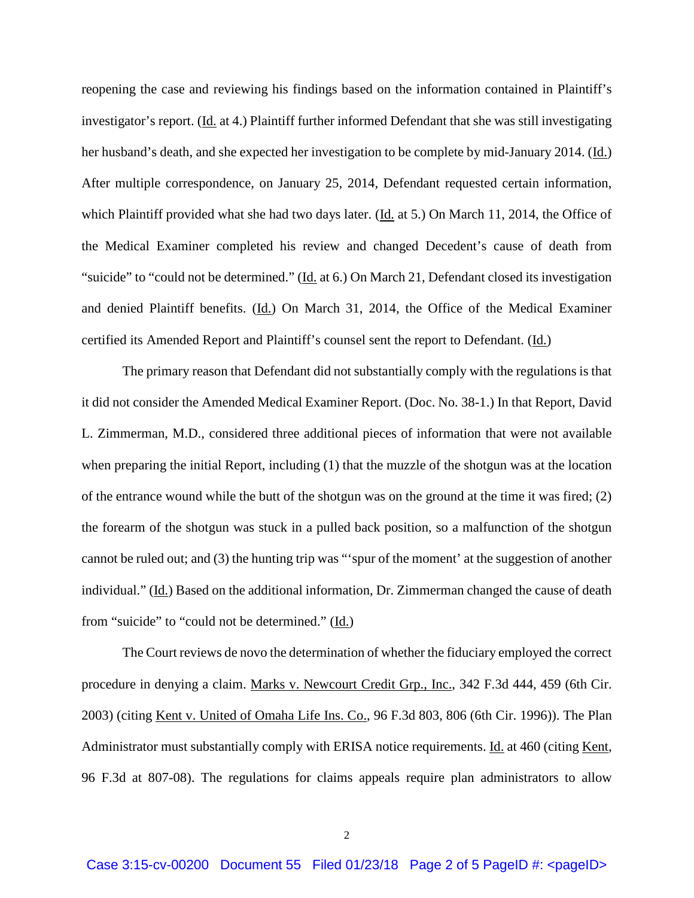reopening the case and reviewing his findings based on the information contained in Plaintiff's investigator's report. (Id. at 4.) Plaintiff further informed Defendant that she was still investigating her husband's death, and she expected her investigation to be complete by mid-January 2014. (Id.) After multiple correspondence, on January 25, 2014, Defendant requested certain information, which Plaintiff provided what she had two days later. (Id. at 5.) On March 11, 2014, the Office of the Medical Examiner completed his review and changed Decedent's cause of death from "suicide" to "could not be determined." (Id. at 6.) On March 21, Defendant closed its investigation and denied Plaintiff benefits. (Id.) On March 31, 2014, the Office of the Medical Examiner certified its Amended Report and Plaintiff's counsel sent the report to Defendant. (Id.)

The primary reason that Defendant did not substantially comply with the regulations is that it did not consider the Amended Medical Examiner Report. (Doc. No. 38-1.) In that Report, David L. Zimmerman, M.D., considered three additional pieces of information that were not available when preparing the initial Report, including (1) that the muzzle of the shotgun was at the location of the entrance wound while the butt of the shotgun was on the ground at the time it was fired; (2) the forearm of the shotgun was stuck in a pulled back position, so a malfunction of the shotgun cannot be ruled out; and (3) the hunting trip was "'spur of the moment' at the suggestion of another individual." (Id.) Based on the additional information, Dr. Zimmerman changed the cause of death from "suicide" to "could not be determined." (Id.)

The Court reviews de novo the determination of whether the fiduciary employed the correct procedure in denying a claim. Marks v. Newcourt Credit Grp., Inc., 342 F.3d 444, 459 (6th Cir. 2003) (citing Kent v. United of Omaha Life Ins. Co., 96 F.3d 803, 806 (6th Cir. 1996)). The Plan Administrator must substantially comply with ERISA notice requirements. Id. at 460 (citing Kent, 96 F.3d at 807-08). The regulations for claims appeals require plan administrators to allow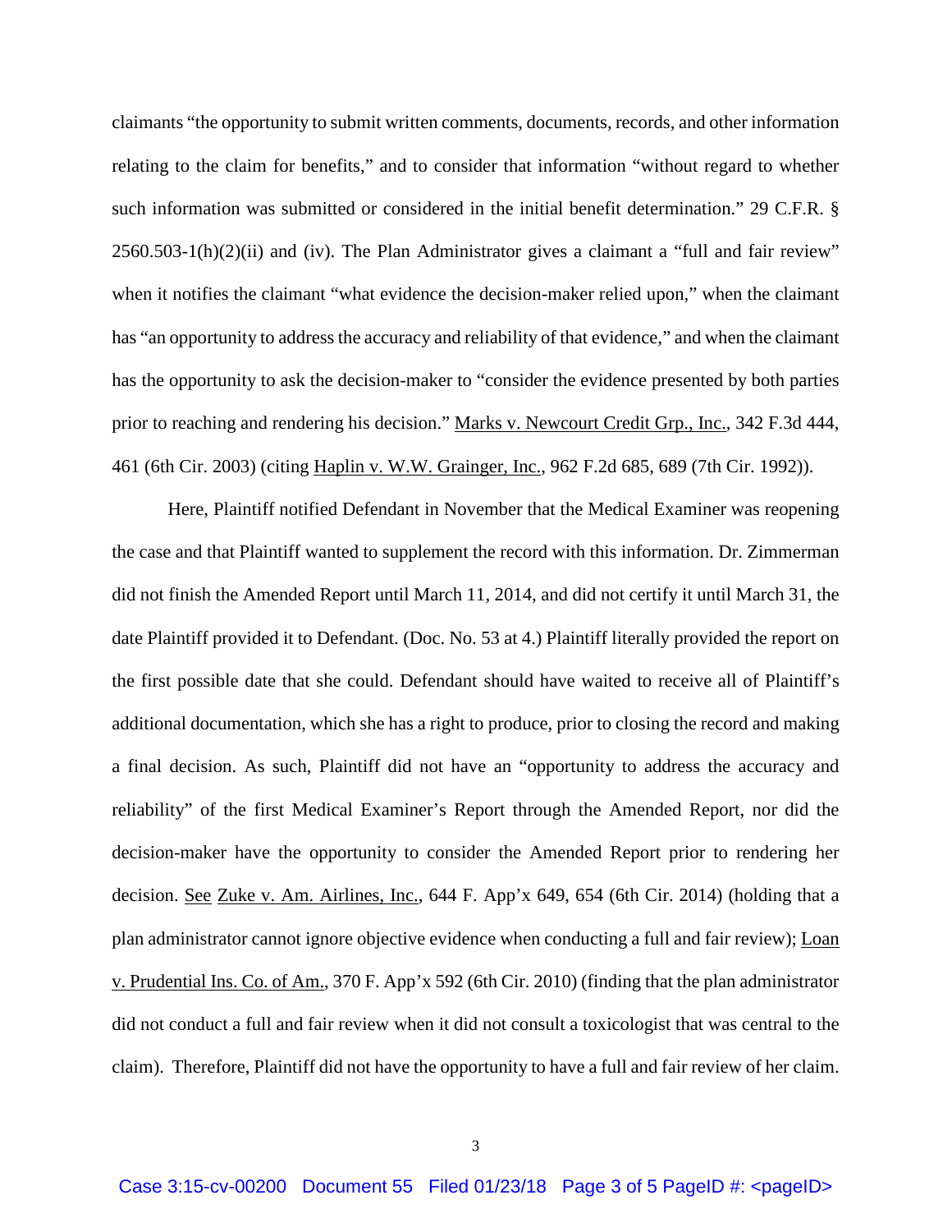claimants "the opportunity to submit written comments, documents, records, and other information relating to the claim for benefits," and to consider that information "without regard to whether such information was submitted or considered in the initial benefit determination." 29 C.F.R. § 2560.503-1(h)(2)(ii) and (iv). The Plan Administrator gives a claimant a "full and fair review" when it notifies the claimant "what evidence the decision-maker relied upon," when the claimant has "an opportunity to address the accuracy and reliability of that evidence," and when the claimant has the opportunity to ask the decision-maker to "consider the evidence presented by both parties prior to reaching and rendering his decision." Marks v. Newcourt Credit Grp., Inc., 342 F.3d 444, 461 (6th Cir. 2003) (citing Haplin v. W.W. Grainger, Inc., 962 F.2d 685, 689 (7th Cir. 1992)).

Here, Plaintiff notified Defendant in November that the Medical Examiner was reopening the case and that Plaintiff wanted to supplement the record with this information. Dr. Zimmerman did not finish the Amended Report until March 11, 2014, and did not certify it until March 31, the date Plaintiff provided it to Defendant. (Doc. No. 53 at 4.) Plaintiff literally provided the report on the first possible date that she could. Defendant should have waited to receive all of Plaintiff's additional documentation, which she has a right to produce, prior to closing the record and making a final decision. As such, Plaintiff did not have an "opportunity to address the accuracy and reliability" of the first Medical Examiner's Report through the Amended Report, nor did the decision-maker have the opportunity to consider the Amended Report prior to rendering her decision. See Zuke v. Am. Airlines, Inc., 644 F. App'x 649, 654 (6th Cir. 2014) (holding that a plan administrator cannot ignore objective evidence when conducting a full and fair review); Loan v. Prudential Ins. Co. of Am., 370 F. App'x 592 (6th Cir. 2010) (finding that the plan administrator did not conduct a full and fair review when it did not consult a toxicologist that was central to the claim). Therefore, Plaintiff did not have the opportunity to have a full and fair review of her claim.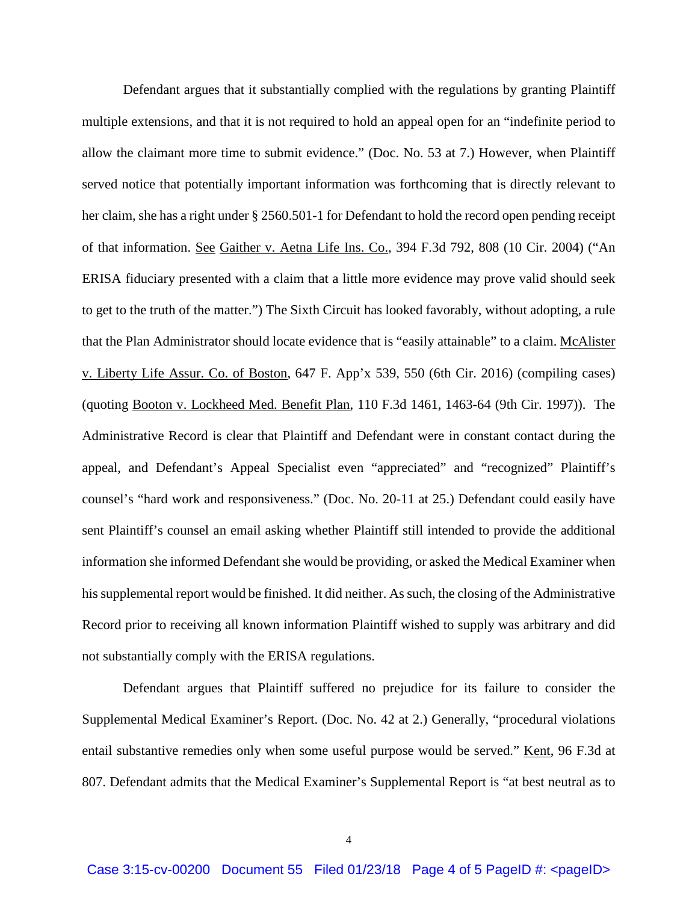Defendant argues that it substantially complied with the regulations by granting Plaintiff multiple extensions, and that it is not required to hold an appeal open for an "indefinite period to allow the claimant more time to submit evidence." (Doc. No. 53 at 7.) However, when Plaintiff served notice that potentially important information was forthcoming that is directly relevant to her claim, she has a right under § 2560.501-1 for Defendant to hold the record open pending receipt of that information. <u>See</u> <u>Gaither v. Aetna Life Ins. Co.</u>, 394 F.3d 792, 808 (10 Cir. 2004) ("An ERISA fiduciary presented with a claim that a little more evidence may prove valid should seek to get to the truth of the matter.") The Sixth Circuit has looked favorably, without adopting, a rule that the Plan Administrator should locate evidence that is "easily attainable" to a claim. <u>McAlister v. Liberty Life Assur. Co. of Boston</u>, 647 F. App'x 539, 550 (6th Cir. 2016) (compiling cases) (quoting <u>Booton v. Lockheed Med. Benefit Plan</u>, 110 F.3d 1461, 1463-64 (9th Cir. 1997)). The Administrative Record is clear that Plaintiff and Defendant were in constant contact during the appeal, and Defendant's Appeal Specialist even "appreciated" and "recognized" Plaintiff's counsel's "hard work and responsiveness." (Doc. No. 20-11 at 25.) Defendant could easily have sent Plaintiff's counsel an email asking whether Plaintiff still intended to provide the additional information she informed Defendant she would be providing, or asked the Medical Examiner when his supplemental report would be finished. It did neither. As such, the closing of the Administrative Record prior to receiving all known information Plaintiff wished to supply was arbitrary and did not substantially comply with the ERISA regulations.

Defendant argues that Plaintiff suffered no prejudice for its failure to consider the Supplemental Medical Examiner's Report. (Doc. No. 42 at 2.) Generally, "procedural violations entail substantive remedies only when some useful purpose would be served." <u>Kent</u>, 96 F.3d at 807. Defendant admits that the Medical Examiner's Supplemental Report is "at best neutral as to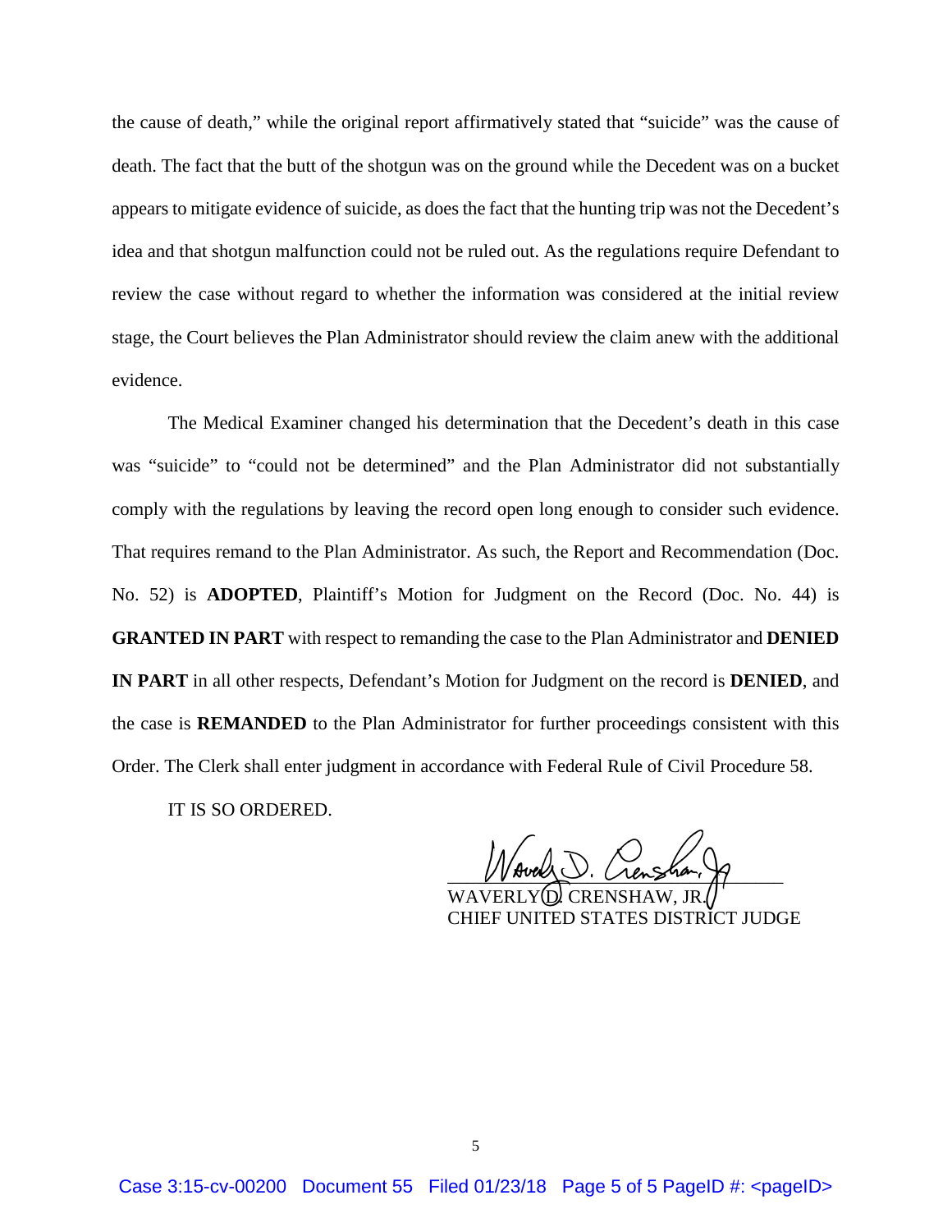the cause of death," while the original report affirmatively stated that "suicide" was the cause of death. The fact that the butt of the shotgun was on the ground while the Decedent was on a bucket appears to mitigate evidence of suicide, as does the fact that the hunting trip was not the Decedent's idea and that shotgun malfunction could not be ruled out. As the regulations require Defendant to review the case without regard to whether the information was considered at the initial review stage, the Court believes the Plan Administrator should review the claim anew with the additional evidence.

The Medical Examiner changed his determination that the Decedent's death in this case was "suicide" to "could not be determined" and the Plan Administrator did not substantially comply with the regulations by leaving the record open long enough to consider such evidence. That requires remand to the Plan Administrator. As such, the Report and Recommendation (Doc. No. 52) is **ADOPTED**, Plaintiff's Motion for Judgment on the Record (Doc. No. 44) is **GRANTED IN PART** with respect to remanding the case to the Plan Administrator and **DENIED IN PART** in all other respects, Defendant's Motion for Judgment on the record is **DENIED**, and the case is **REMANDED** to the Plan Administrator for further proceedings consistent with this Order. The Clerk shall enter judgment in accordance with Federal Rule of Civil Procedure 58.

IT IS SO ORDERED.

WAVERLY D. CRENSHAW, JR.
CHIEF UNITED STATES DISTRICT JUDGE